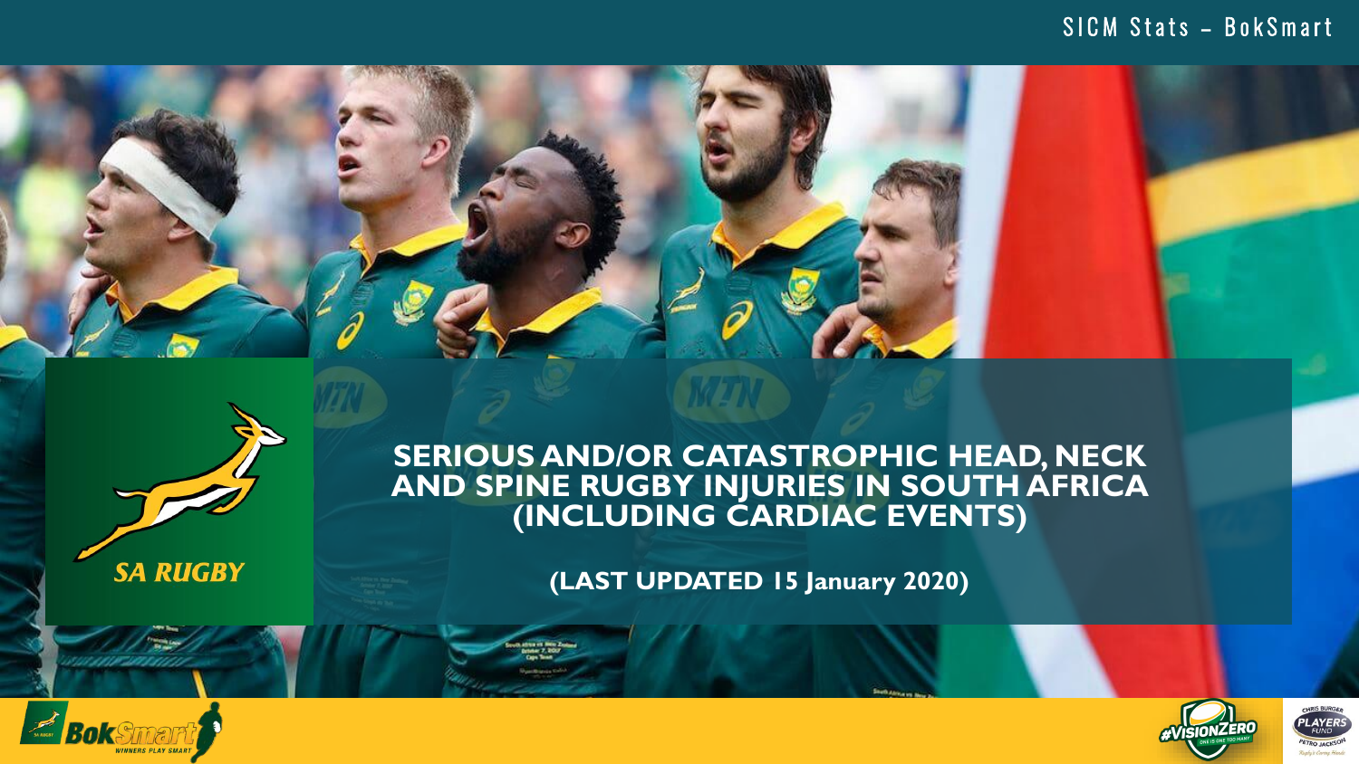SICM Stats – BokSmart

# SERIOUS AND/OR CATASTROPHIC HEAD, NECK AND SPINE RUGBY INJURIES IN SOUTH AFRICA (INCLUDING CARDIAC EVENTS)

**(LAST UPDATED 15 January 2020)**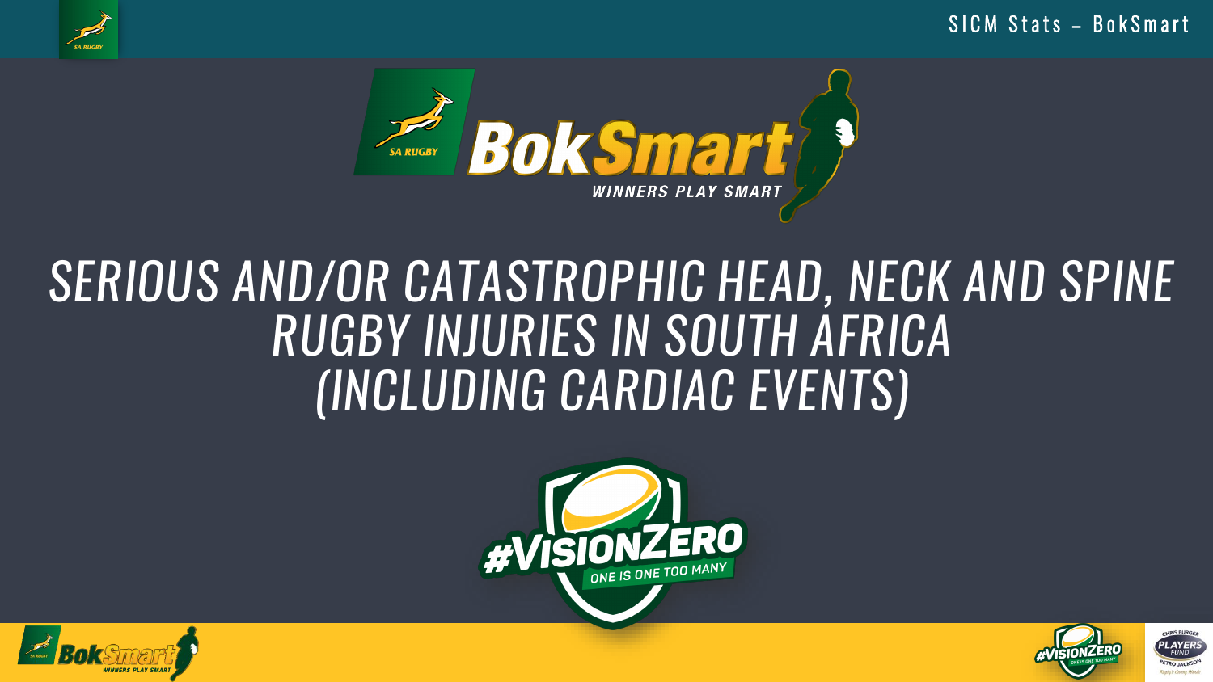# SERIOUS AND/OR CATASTROPHIC HEAD, NECK AND SPINE RUGBY INJURIES IN SOUTH AFRICA (INCLUDING CARDIAC EVENTS)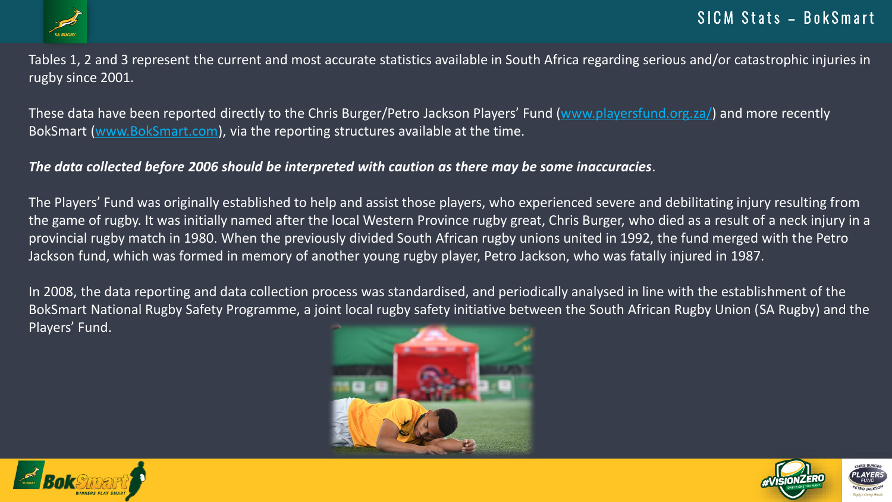# SICM Stats – BokSmart

Tables 1, 2 and 3 represent the current and most accurate statistics available in South Africa regarding serious and/or catastrophic injuries in rugby since 2001.

These data have been reported directly to the Chris Burger/Petro Jackson Players' Fund ([www.playersfund.org.za/](www.playersfund.org.za/)) and more recently BokSmart ([www.BokSmart.com](www.BokSmart.com)), via the reporting structures available at the time.

***The data collected before 2006 should be interpreted with caution as there may be some inaccuracies***.

The Players' Fund was originally established to help and assist those players, who experienced severe and debilitating injury resulting from the game of rugby. It was initially named after the local Western Province rugby great, Chris Burger, who died as a result of a neck injury in a provincial rugby match in 1980. When the previously divided South African rugby unions united in 1992, the fund merged with the Petro Jackson fund, which was formed in memory of another young rugby player, Petro Jackson, who was fatally injured in 1987.

In 2008, the data reporting and data collection process was standardised, and periodically analysed in line with the establishment of the BokSmart National Rugby Safety Programme, a joint local rugby safety initiative between the South African Rugby Union (SA Rugby) and the Players' Fund.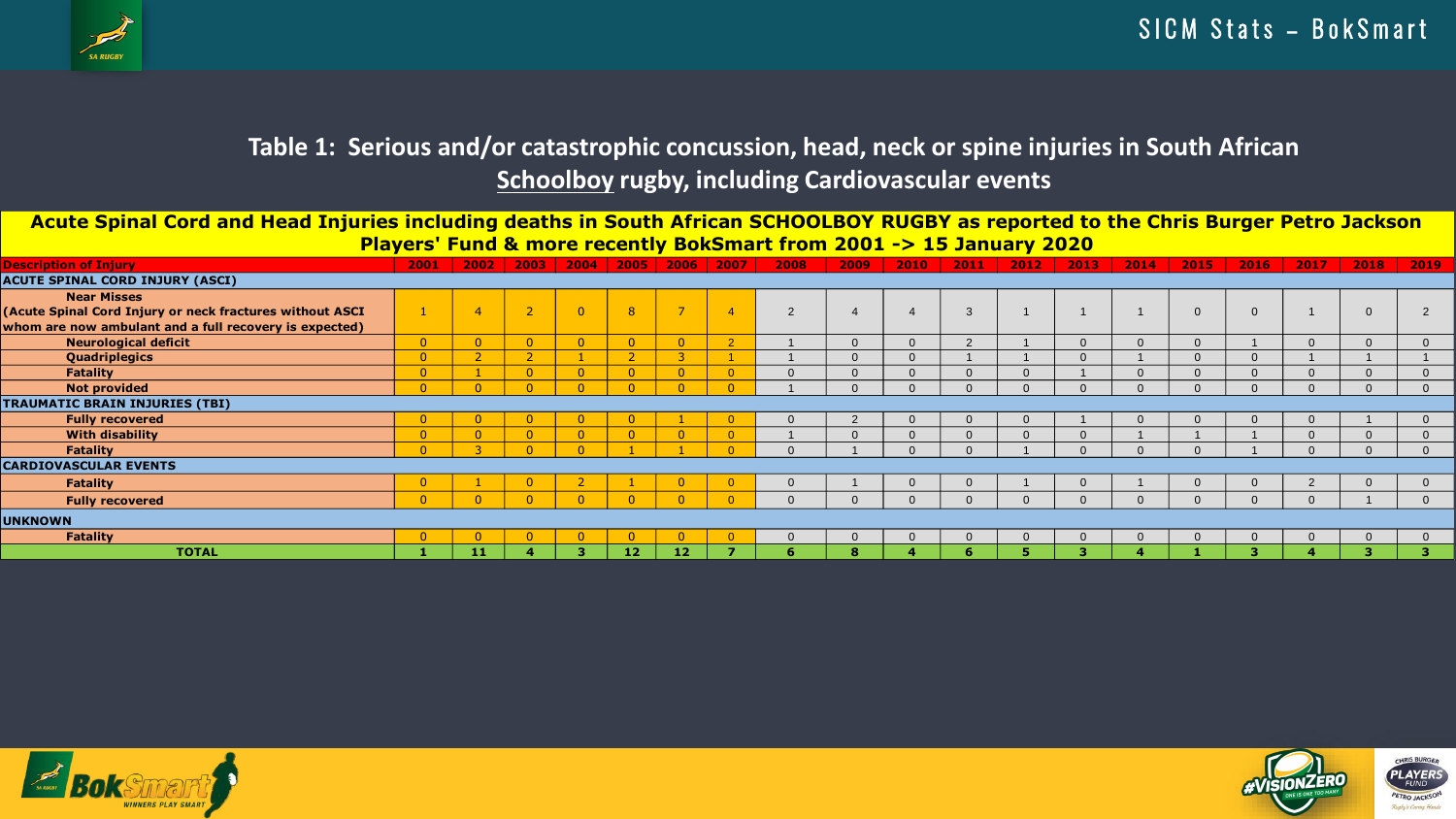## Table 1: Serious and/or catastrophic concussion, head, neck or spine injuries in South African Schoolboy rugby, including Cardiovascular events

**Acute Spinal Cord and Head Injuries including deaths in South African SCHOOLBOY RUGBY as reported to the Chris Burger Petro Jackson Players' Fund & more recently BokSmart from 2001 -> 15 January 2020**

| Description of Injury | 2001 | 2002 | 2003 | 2004 | 2005 | 2006 | 2007 | 2008 | 2009 | 2010 | 2011 | 2012 | 2013 | 2014 | 2015 | 2016 | 2017 | 2018 | 2019 |
|---|---|---|---|---|---|---|---|---|---|---|---|---|---|---|---|---|---|---|---|
| **ACUTE SPINAL CORD INJURY (ASCI)** | | | | | | | | | | | | | | | | | | | |
| **Near Misses (Acute Spinal Cord Injury or neck fractures without ASCI whom are now ambulant and a full recovery is expected)** | 1 | 4 | 2 | 0 | 8 | 7 | 4 | 2 | 4 | 4 | 3 | 1 | 1 | 1 | 0 | 0 | 1 | 0 | 2 |
| **Neurological deficit** | 0 | 0 | 0 | 0 | 0 | 0 | 2 | 1 | 0 | 0 | 2 | 1 | 0 | 0 | 0 | 1 | 0 | 0 | 0 |
| **Quadriplegics** | 0 | 2 | 2 | 1 | 2 | 3 | 1 | 1 | 0 | 0 | 1 | 1 | 0 | 1 | 0 | 0 | 1 | 1 | 1 |
| **Fatality** | 0 | 1 | 0 | 0 | 0 | 0 | 0 | 0 | 0 | 0 | 0 | 0 | 1 | 0 | 0 | 0 | 0 | 0 | 0 |
| **Not provided** | 0 | 0 | 0 | 0 | 0 | 0 | 0 | 1 | 0 | 0 | 0 | 0 | 0 | 0 | 0 | 0 | 0 | 0 | 0 |
| **TRAUMATIC BRAIN INJURIES (TBI)** | | | | | | | | | | | | | | | | | | | |
| **Fully recovered** | 0 | 0 | 0 | 0 | 0 | 1 | 0 | 0 | 2 | 0 | 0 | 0 | 1 | 0 | 0 | 0 | 0 | 1 | 0 |
| **With disability** | 0 | 0 | 0 | 0 | 0 | 0 | 0 | 1 | 0 | 0 | 0 | 0 | 0 | 1 | 1 | 1 | 0 | 0 | 0 |
| **Fatality** | 0 | 3 | 0 | 0 | 1 | 1 | 0 | 0 | 1 | 0 | 0 | 1 | 0 | 0 | 0 | 1 | 0 | 0 | 0 |
| **CARDIOVASCULAR EVENTS** | | | | | | | | | | | | | | | | | | | |
| **Fatality** | 0 | 1 | 0 | 2 | 1 | 0 | 0 | 0 | 1 | 0 | 0 | 1 | 0 | 1 | 0 | 0 | 2 | 0 | 0 |
| **Fully recovered** | 0 | 0 | 0 | 0 | 0 | 0 | 0 | 0 | 0 | 0 | 0 | 0 | 0 | 0 | 0 | 0 | 0 | 1 | 0 |
| **UNKNOWN** | | | | | | | | | | | | | | | | | | | |
| **Fatality** | 0 | 0 | 0 | 0 | 0 | 0 | 0 | 0 | 0 | 0 | 0 | 0 | 0 | 0 | 0 | 0 | 0 | 0 | 0 |
| **TOTAL** | **1** | **11** | **4** | **3** | **12** | **12** | **7** | **6** | **8** | **4** | **6** | **5** | **3** | **4** | **1** | **3** | **4** | **3** | **3** |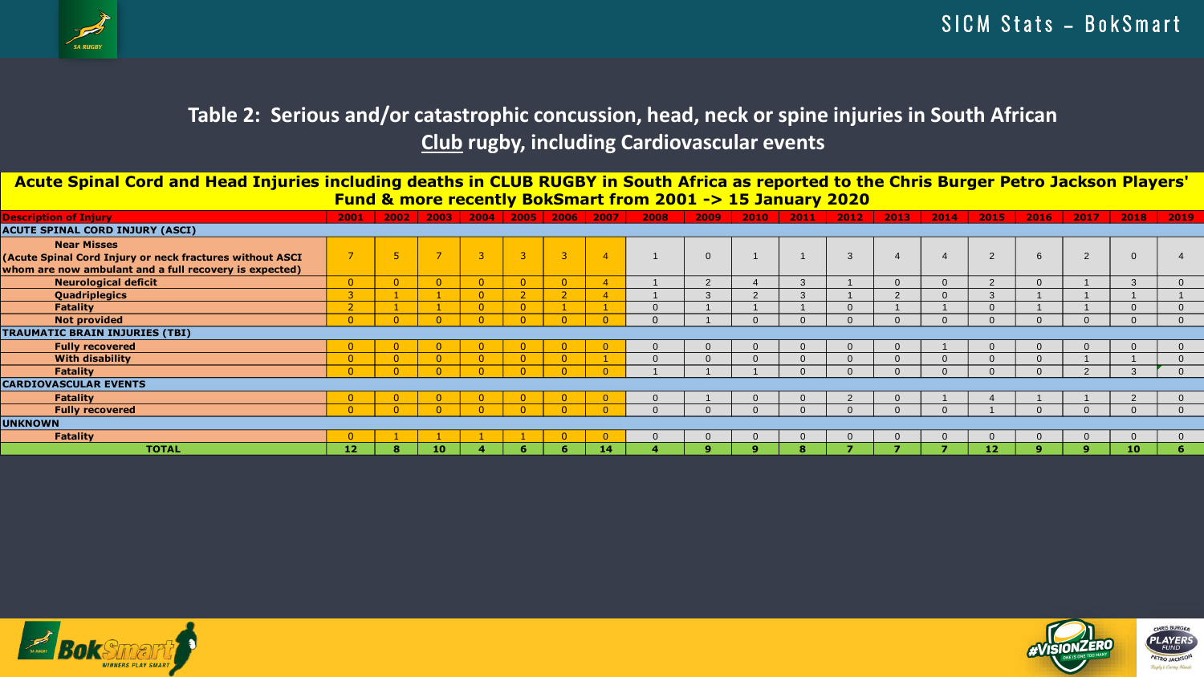## Table 2: Serious and/or catastrophic concussion, head, neck or spine injuries in South African Club rugby, including Cardiovascular events

**Acute Spinal Cord and Head Injuries including deaths in CLUB RUGBY in South Africa as reported to the Chris Burger Petro Jackson Players' Fund & more recently BokSmart from 2001 -> 15 January 2020**

| Description of Injury | 2001 | 2002 | 2003 | 2004 | 2005 | 2006 | 2007 | 2008 | 2009 | 2010 | 2011 | 2012 | 2013 | 2014 | 2015 | 2016 | 2017 | 2018 | 2019 |
|---|---|---|---|---|---|---|---|---|---|---|---|---|---|---|---|---|---|---|---|
| **ACUTE SPINAL CORD INJURY (ASCI)** | | | | | | | | | | | | | | | | | | | |
| **Near Misses (Acute Spinal Cord Injury or neck fractures without ASCI whom are now ambulant and a full recovery is expected)** | 7 | 5 | 7 | 3 | 3 | 3 | 4 | 1 | 0 | 1 | 1 | 3 | 4 | 4 | 2 | 6 | 2 | 0 | 4 |
| **Neurological deficit** | 0 | 0 | 0 | 0 | 0 | 0 | 4 | 1 | 2 | 4 | 3 | 1 | 0 | 0 | 2 | 0 | 1 | 3 | 0 |
| **Quadriplegics** | 3 | 1 | 1 | 0 | 2 | 2 | 4 | 1 | 3 | 2 | 3 | 1 | 2 | 0 | 3 | 1 | 1 | 1 | 1 |
| **Fatality** | 2 | 1 | 1 | 0 | 0 | 1 | 1 | 0 | 1 | 1 | 1 | 0 | 1 | 1 | 0 | 1 | 1 | 0 | 0 |
| **Not provided** | 0 | 0 | 0 | 0 | 0 | 0 | 0 | 0 | 1 | 0 | 0 | 0 | 0 | 0 | 0 | 0 | 0 | 0 | 0 |
| **TRAUMATIC BRAIN INJURIES (TBI)** | | | | | | | | | | | | | | | | | | | |
| **Fully recovered** | 0 | 0 | 0 | 0 | 0 | 0 | 0 | 0 | 0 | 0 | 0 | 0 | 0 | 1 | 0 | 0 | 0 | 0 | 0 |
| **With disability** | 0 | 0 | 0 | 0 | 0 | 0 | 1 | 0 | 0 | 0 | 0 | 0 | 0 | 0 | 0 | 0 | 1 | 1 | 0 |
| **Fatality** | 0 | 0 | 0 | 0 | 0 | 0 | 0 | 1 | 1 | 1 | 0 | 0 | 0 | 0 | 0 | 0 | 2 | 3 | 0 |
| **CARDIOVASCULAR EVENTS** | | | | | | | | | | | | | | | | | | | |
| **Fatality** | 0 | 0 | 0 | 0 | 0 | 0 | 0 | 0 | 1 | 0 | 0 | 2 | 0 | 1 | 4 | 1 | 1 | 2 | 0 |
| **Fully recovered** | 0 | 0 | 0 | 0 | 0 | 0 | 0 | 0 | 0 | 0 | 0 | 0 | 0 | 0 | 1 | 0 | 0 | 0 | 0 |
| **UNKNOWN** | | | | | | | | | | | | | | | | | | | |
| **Fatality** | 0 | 1 | 1 | 1 | 1 | 0 | 0 | 0 | 0 | 0 | 0 | 0 | 0 | 0 | 0 | 0 | 0 | 0 | 0 |
| **TOTAL** | **12** | **8** | **10** | **4** | **6** | **6** | **14** | **4** | **9** | **9** | **8** | **7** | **7** | **7** | **12** | **9** | **9** | **10** | **6** |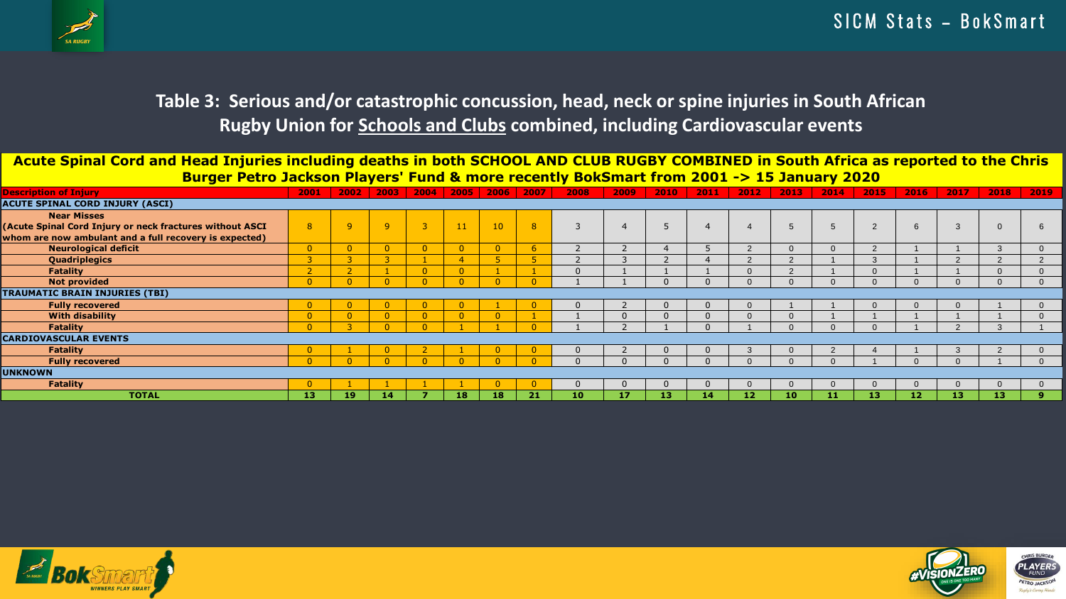## Table 3: Serious and/or catastrophic concussion, head, neck or spine injuries in South African Rugby Union for Schools and Clubs combined, including Cardiovascular events

**Acute Spinal Cord and Head Injuries including deaths in both SCHOOL AND CLUB RUGBY COMBINED in South Africa as reported to the Chris Burger Petro Jackson Players' Fund & more recently BokSmart from 2001 -> 15 January 2020**

| Description of Injury | 2001 | 2002 | 2003 | 2004 | 2005 | 2006 | 2007 | 2008 | 2009 | 2010 | 2011 | 2012 | 2013 | 2014 | 2015 | 2016 | 2017 | 2018 | 2019 |
|---|---|---|---|---|---|---|---|---|---|---|---|---|---|---|---|---|---|---|---|
| **ACUTE SPINAL CORD INJURY (ASCI)** | | | | | | | | | | | | | | | | | | | |
| **Near Misses (Acute Spinal Cord Injury or neck fractures without ASCI whom are now ambulant and a full recovery is expected)** | 8 | 9 | 9 | 3 | 11 | 10 | 8 | 3 | 4 | 5 | 4 | 4 | 5 | 5 | 2 | 6 | 3 | 0 | 6 |
| **Neurological deficit** | 0 | 0 | 0 | 0 | 0 | 0 | 6 | 2 | 2 | 4 | 5 | 2 | 0 | 0 | 2 | 1 | 1 | 3 | 0 |
| **Quadriplegics** | 3 | 3 | 3 | 1 | 4 | 5 | 5 | 2 | 3 | 2 | 4 | 2 | 2 | 1 | 3 | 1 | 2 | 2 | 2 |
| **Fatality** | 2 | 2 | 1 | 0 | 0 | 1 | 1 | 0 | 1 | 1 | 1 | 0 | 2 | 1 | 0 | 1 | 1 | 0 | 0 |
| **Not provided** | 0 | 0 | 0 | 0 | 0 | 0 | 0 | 1 | 1 | 0 | 0 | 0 | 0 | 0 | 0 | 0 | 0 | 0 | 0 |
| **TRAUMATIC BRAIN INJURIES (TBI)** | | | | | | | | | | | | | | | | | | | |
| **Fully recovered** | 0 | 0 | 0 | 0 | 0 | 1 | 0 | 0 | 2 | 0 | 0 | 0 | 1 | 1 | 0 | 0 | 0 | 1 | 0 |
| **With disability** | 0 | 0 | 0 | 0 | 0 | 0 | 1 | 1 | 0 | 0 | 0 | 0 | 0 | 1 | 1 | 1 | 1 | 1 | 0 |
| **Fatality** | 0 | 3 | 0 | 0 | 1 | 1 | 0 | 1 | 2 | 1 | 0 | 1 | 0 | 0 | 0 | 1 | 2 | 3 | 1 |
| **CARDIOVASCULAR EVENTS** | | | | | | | | | | | | | | | | | | | |
| **Fatality** | 0 | 1 | 0 | 2 | 1 | 0 | 0 | 0 | 2 | 0 | 0 | 3 | 0 | 2 | 4 | 1 | 3 | 2 | 0 |
| **Fully recovered** | 0 | 0 | 0 | 0 | 0 | 0 | 0 | 0 | 0 | 0 | 0 | 0 | 0 | 0 | 1 | 0 | 0 | 1 | 0 |
| **UNKNOWN** | | | | | | | | | | | | | | | | | | | |
| **Fatality** | 0 | 1 | 1 | 1 | 1 | 0 | 0 | 0 | 0 | 0 | 0 | 0 | 0 | 0 | 0 | 0 | 0 | 0 | 0 |
| **TOTAL** | **13** | **19** | **14** | **7** | **18** | **18** | **21** | **10** | **17** | **13** | **14** | **12** | **10** | **11** | **13** | **12** | **13** | **13** | **9** |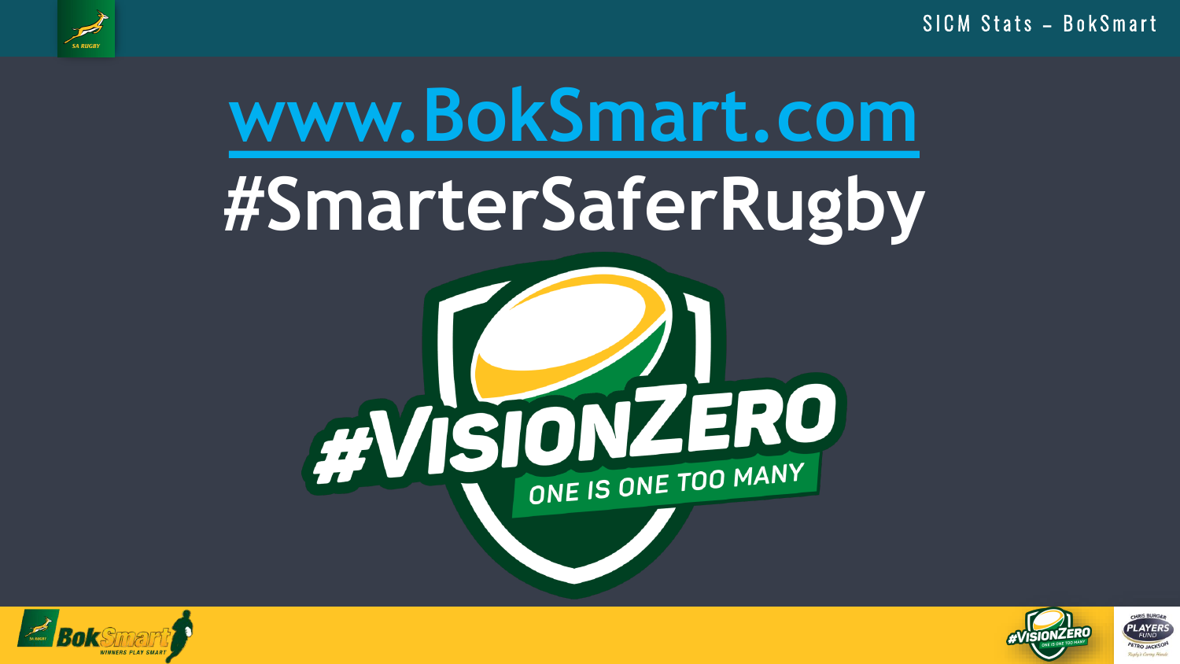# www.BokSmart.com

# #SmarterSaferRugby

#VISIONZERO

ONE IS ONE TOO MANY